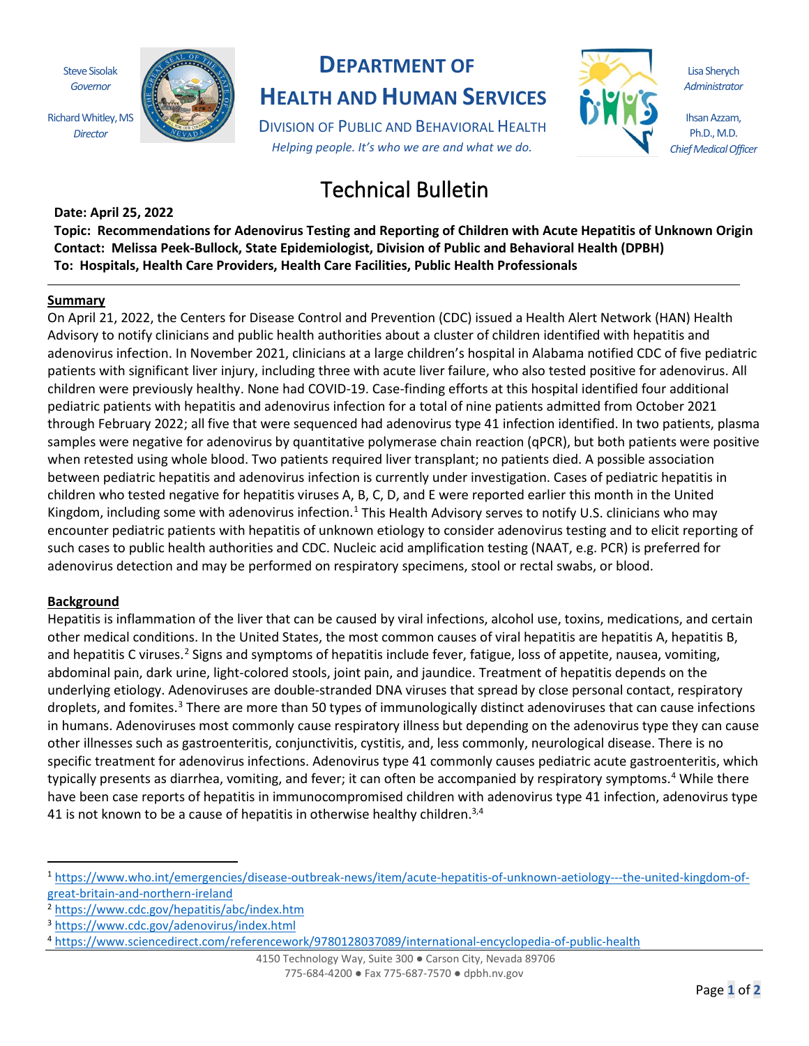Steve Sisolak
*Governor*

Richard Whitley, MS
*Director*

# DEPARTMENT OF HEALTH AND HUMAN SERVICES

DIVISION OF PUBLIC AND BEHAVIORAL HEALTH

*Helping people. It's who we are and what we do.*

Lisa Sherych
*Administrator*

Ihsan Azzam, Ph.D., M.D.
*Chief Medical Officer*

# Technical Bulletin

**Date: April 25, 2022**
**Topic: Recommendations for Adenovirus Testing and Reporting of Children with Acute Hepatitis of Unknown Origin**
**Contact: Melissa Peek-Bullock, State Epidemiologist, Division of Public and Behavioral Health (DPBH)**
**To: Hospitals, Health Care Providers, Health Care Facilities, Public Health Professionals**

---

## Summary

On April 21, 2022, the Centers for Disease Control and Prevention (CDC) issued a Health Alert Network (HAN) Health Advisory to notify clinicians and public health authorities about a cluster of children identified with hepatitis and adenovirus infection. In November 2021, clinicians at a large children's hospital in Alabama notified CDC of five pediatric patients with significant liver injury, including three with acute liver failure, who also tested positive for adenovirus. All children were previously healthy. None had COVID-19. Case-finding efforts at this hospital identified four additional pediatric patients with hepatitis and adenovirus infection for a total of nine patients admitted from October 2021 through February 2022; all five that were sequenced had adenovirus type 41 infection identified. In two patients, plasma samples were negative for adenovirus by quantitative polymerase chain reaction (qPCR), but both patients were positive when retested using whole blood. Two patients required liver transplant; no patients died. A possible association between pediatric hepatitis and adenovirus infection is currently under investigation. Cases of pediatric hepatitis in children who tested negative for hepatitis viruses A, B, C, D, and E were reported earlier this month in the United Kingdom, including some with adenovirus infection.[1] This Health Advisory serves to notify U.S. clinicians who may encounter pediatric patients with hepatitis of unknown etiology to consider adenovirus testing and to elicit reporting of such cases to public health authorities and CDC. Nucleic acid amplification testing (NAAT, e.g. PCR) is preferred for adenovirus detection and may be performed on respiratory specimens, stool or rectal swabs, or blood.

## Background

Hepatitis is inflammation of the liver that can be caused by viral infections, alcohol use, toxins, medications, and certain other medical conditions. In the United States, the most common causes of viral hepatitis are hepatitis A, hepatitis B, and hepatitis C viruses.[2] Signs and symptoms of hepatitis include fever, fatigue, loss of appetite, nausea, vomiting, abdominal pain, dark urine, light-colored stools, joint pain, and jaundice. Treatment of hepatitis depends on the underlying etiology. Adenoviruses are double-stranded DNA viruses that spread by close personal contact, respiratory droplets, and fomites.[3] There are more than 50 types of immunologically distinct adenoviruses that can cause infections in humans. Adenoviruses most commonly cause respiratory illness but depending on the adenovirus type they can cause other illnesses such as gastroenteritis, conjunctivitis, cystitis, and, less commonly, neurological disease. There is no specific treatment for adenovirus infections. Adenovirus type 41 commonly causes pediatric acute gastroenteritis, which typically presents as diarrhea, vomiting, and fever; it can often be accompanied by respiratory symptoms.[4] While there have been case reports of hepatitis in immunocompromised children with adenovirus type 41 infection, adenovirus type 41 is not known to be a cause of hepatitis in otherwise healthy children.[3,4]

---

[1] https://www.who.int/emergencies/disease-outbreak-news/item/acute-hepatitis-of-unknown-aetiology---the-united-kingdom-of-great-britain-and-northern-ireland
[2] https://www.cdc.gov/hepatitis/abc/index.htm
[3] https://www.cdc.gov/adenovirus/index.html
[4] https://www.sciencedirect.com/referencework/9780128037089/international-encyclopedia-of-public-health

4150 Technology Way, Suite 300 ● Carson City, Nevada 89706
775-684-4200 ● Fax 775-687-7570 ● dpbh.nv.gov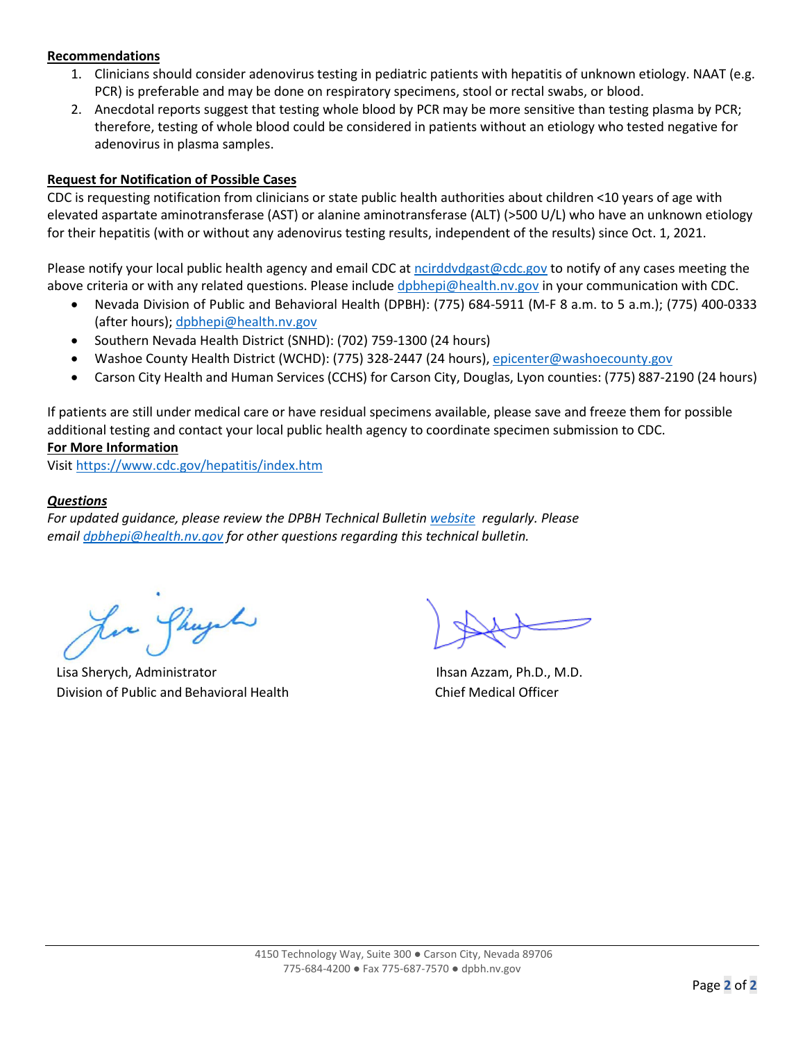**Recommendations**

1. Clinicians should consider adenovirus testing in pediatric patients with hepatitis of unknown etiology. NAAT (e.g. PCR) is preferable and may be done on respiratory specimens, stool or rectal swabs, or blood.
2. Anecdotal reports suggest that testing whole blood by PCR may be more sensitive than testing plasma by PCR; therefore, testing of whole blood could be considered in patients without an etiology who tested negative for adenovirus in plasma samples.

**Request for Notification of Possible Cases**

CDC is requesting notification from clinicians or state public health authorities about children <10 years of age with elevated aspartate aminotransferase (AST) or alanine aminotransferase (ALT) (>500 U/L) who have an unknown etiology for their hepatitis (with or without any adenovirus testing results, independent of the results) since Oct. 1, 2021.

Please notify your local public health agency and email CDC at ncirddvdgast@cdc.gov to notify of any cases meeting the above criteria or with any related questions. Please include dpbhepi@health.nv.gov in your communication with CDC.

- Nevada Division of Public and Behavioral Health (DPBH): (775) 684-5911 (M-F 8 a.m. to 5 a.m.); (775) 400-0333 (after hours); dpbhepi@health.nv.gov
- Southern Nevada Health District (SNHD): (702) 759-1300 (24 hours)
- Washoe County Health District (WCHD): (775) 328-2447 (24 hours), epicenter@washoecounty.gov
- Carson City Health and Human Services (CCHS) for Carson City, Douglas, Lyon counties: (775) 887-2190 (24 hours)

If patients are still under medical care or have residual specimens available, please save and freeze them for possible additional testing and contact your local public health agency to coordinate specimen submission to CDC.

**For More Information**

Visit https://www.cdc.gov/hepatitis/index.htm

***Questions***

*For updated guidance, please review the DPBH Technical Bulletin website regularly. Please email dpbhepi@health.nv.gov for other questions regarding this technical bulletin.*

Lisa Sherych, Administrator
Division of Public and Behavioral Health

Ihsan Azzam, Ph.D., M.D.
Chief Medical Officer

4150 Technology Way, Suite 300 ● Carson City, Nevada 89706
775-684-4200 ● Fax 775-687-7570 ● dpbh.nv.gov